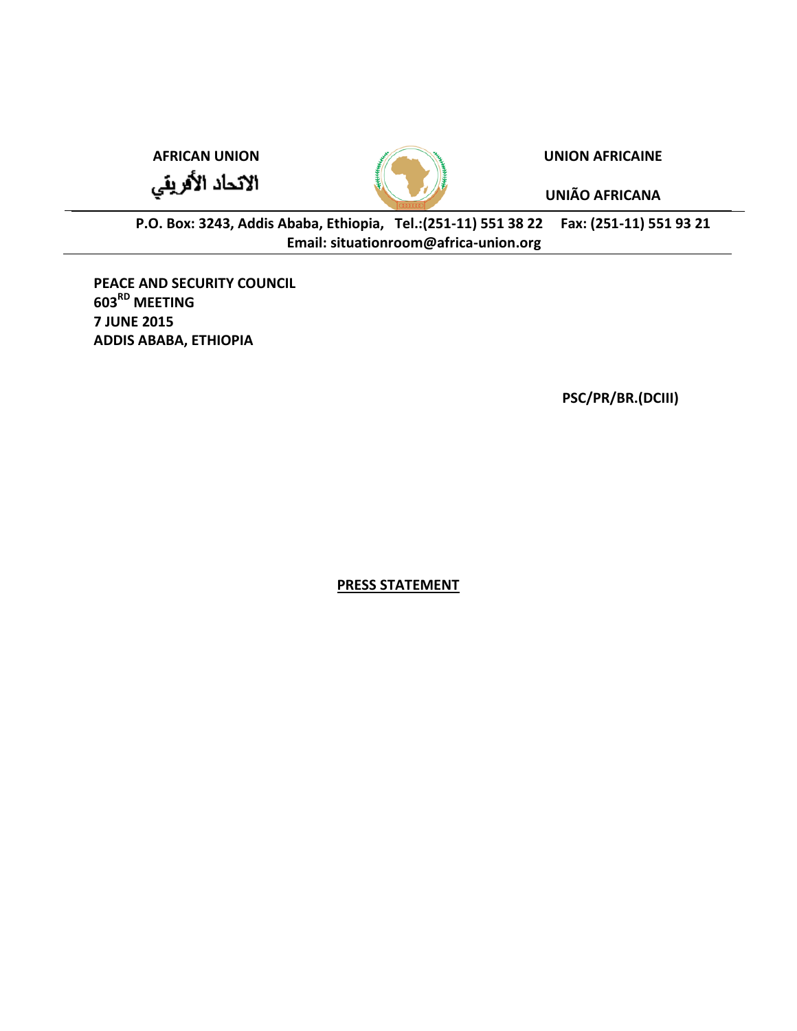**AFRICAN UNION** **UNION AFRICAINE**

الاتحاد الأفريقي **UNIÃO AFRICANA**

**P.O. Box: 3243, Addis Ababa, Ethiopia, Tel.:(251-11) 551 38 22 Fax: (251-11) 551 93 21**
**Email: situationroom@africa-union.org**

**PEACE AND SECURITY COUNCIL**
**603RD MEETING**
**7 JUNE 2015**
**ADDIS ABABA, ETHIOPIA**

**PSC/PR/BR.(DCIII)**

**PRESS STATEMENT**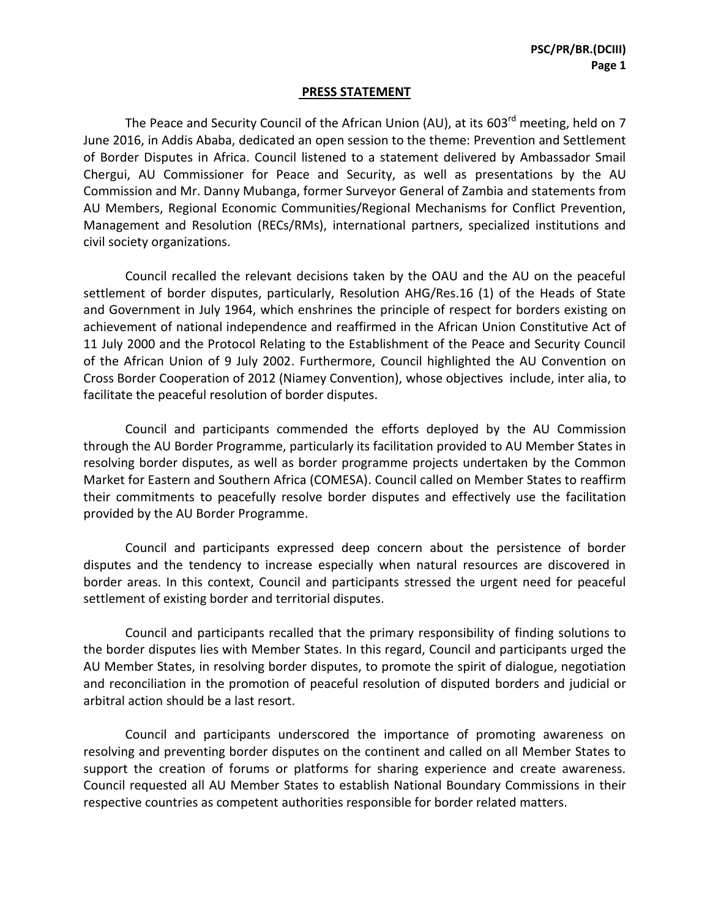## PRESS STATEMENT

The Peace and Security Council of the African Union (AU), at its 603rd meeting, held on 7 June 2016, in Addis Ababa, dedicated an open session to the theme: Prevention and Settlement of Border Disputes in Africa. Council listened to a statement delivered by Ambassador Smail Chergui, AU Commissioner for Peace and Security, as well as presentations by the AU Commission and Mr. Danny Mubanga, former Surveyor General of Zambia and statements from AU Members, Regional Economic Communities/Regional Mechanisms for Conflict Prevention, Management and Resolution (RECs/RMs), international partners, specialized institutions and civil society organizations.

Council recalled the relevant decisions taken by the OAU and the AU on the peaceful settlement of border disputes, particularly, Resolution AHG/Res.16 (1) of the Heads of State and Government in July 1964, which enshrines the principle of respect for borders existing on achievement of national independence and reaffirmed in the African Union Constitutive Act of 11 July 2000 and the Protocol Relating to the Establishment of the Peace and Security Council of the African Union of 9 July 2002. Furthermore, Council highlighted the AU Convention on Cross Border Cooperation of 2012 (Niamey Convention), whose objectives include, inter alia, to facilitate the peaceful resolution of border disputes.

Council and participants commended the efforts deployed by the AU Commission through the AU Border Programme, particularly its facilitation provided to AU Member States in resolving border disputes, as well as border programme projects undertaken by the Common Market for Eastern and Southern Africa (COMESA). Council called on Member States to reaffirm their commitments to peacefully resolve border disputes and effectively use the facilitation provided by the AU Border Programme.

Council and participants expressed deep concern about the persistence of border disputes and the tendency to increase especially when natural resources are discovered in border areas. In this context, Council and participants stressed the urgent need for peaceful settlement of existing border and territorial disputes.

Council and participants recalled that the primary responsibility of finding solutions to the border disputes lies with Member States. In this regard, Council and participants urged the AU Member States, in resolving border disputes, to promote the spirit of dialogue, negotiation and reconciliation in the promotion of peaceful resolution of disputed borders and judicial or arbitral action should be a last resort.

Council and participants underscored the importance of promoting awareness on resolving and preventing border disputes on the continent and called on all Member States to support the creation of forums or platforms for sharing experience and create awareness. Council requested all AU Member States to establish National Boundary Commissions in their respective countries as competent authorities responsible for border related matters.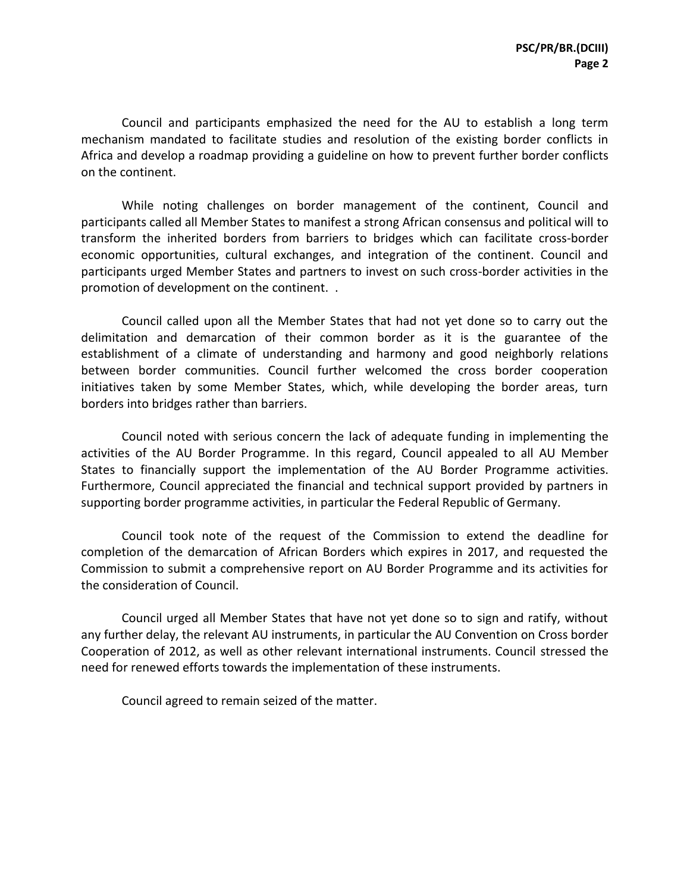Council and participants emphasized the need for the AU to establish a long term mechanism mandated to facilitate studies and resolution of the existing border conflicts in Africa and develop a roadmap providing a guideline on how to prevent further border conflicts on the continent.

While noting challenges on border management of the continent, Council and participants called all Member States to manifest a strong African consensus and political will to transform the inherited borders from barriers to bridges which can facilitate cross-border economic opportunities, cultural exchanges, and integration of the continent. Council and participants urged Member States and partners to invest on such cross-border activities in the promotion of development on the continent. .

Council called upon all the Member States that had not yet done so to carry out the delimitation and demarcation of their common border as it is the guarantee of the establishment of a climate of understanding and harmony and good neighborly relations between border communities. Council further welcomed the cross border cooperation initiatives taken by some Member States, which, while developing the border areas, turn borders into bridges rather than barriers.

Council noted with serious concern the lack of adequate funding in implementing the activities of the AU Border Programme. In this regard, Council appealed to all AU Member States to financially support the implementation of the AU Border Programme activities. Furthermore, Council appreciated the financial and technical support provided by partners in supporting border programme activities, in particular the Federal Republic of Germany.

Council took note of the request of the Commission to extend the deadline for completion of the demarcation of African Borders which expires in 2017, and requested the Commission to submit a comprehensive report on AU Border Programme and its activities for the consideration of Council.

Council urged all Member States that have not yet done so to sign and ratify, without any further delay, the relevant AU instruments, in particular the AU Convention on Cross border Cooperation of 2012, as well as other relevant international instruments. Council stressed the need for renewed efforts towards the implementation of these instruments.

Council agreed to remain seized of the matter.